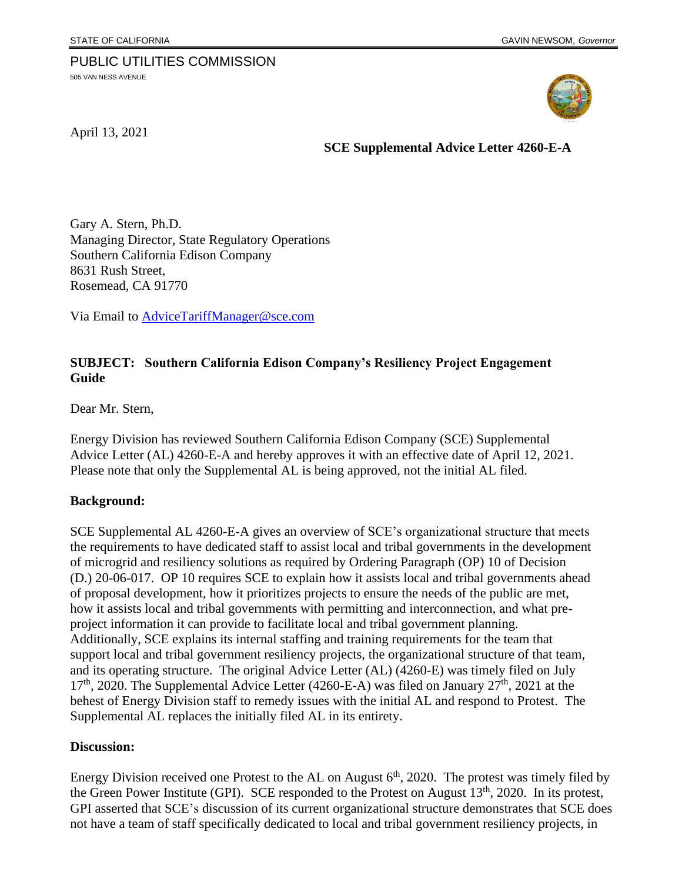STATE OF CALIFORNIA GAVIN NEWSOM, *Governor*

PUBLIC UTILITIES COMMISSION
505 VAN NESS AVENUE

April 13, 2021

**SCE Supplemental Advice Letter 4260-E-A**

Gary A. Stern, Ph.D.
Managing Director, State Regulatory Operations
Southern California Edison Company
8631 Rush Street,
Rosemead, CA 91770

Via Email to AdviceTariffManager@sce.com

**SUBJECT: Southern California Edison Company's Resiliency Project Engagement Guide**

Dear Mr. Stern,

Energy Division has reviewed Southern California Edison Company (SCE) Supplemental Advice Letter (AL) 4260-E-A and hereby approves it with an effective date of April 12, 2021. Please note that only the Supplemental AL is being approved, not the initial AL filed.

**Background:**

SCE Supplemental AL 4260-E-A gives an overview of SCE's organizational structure that meets the requirements to have dedicated staff to assist local and tribal governments in the development of microgrid and resiliency solutions as required by Ordering Paragraph (OP) 10 of Decision (D.) 20-06-017. OP 10 requires SCE to explain how it assists local and tribal governments ahead of proposal development, how it prioritizes projects to ensure the needs of the public are met, how it assists local and tribal governments with permitting and interconnection, and what pre-project information it can provide to facilitate local and tribal government planning. Additionally, SCE explains its internal staffing and training requirements for the team that support local and tribal government resiliency projects, the organizational structure of that team, and its operating structure. The original Advice Letter (AL) (4260-E) was timely filed on July 17th, 2020. The Supplemental Advice Letter (4260-E-A) was filed on January 27th, 2021 at the behest of Energy Division staff to remedy issues with the initial AL and respond to Protest. The Supplemental AL replaces the initially filed AL in its entirety.

**Discussion:**

Energy Division received one Protest to the AL on August 6th, 2020. The protest was timely filed by the Green Power Institute (GPI). SCE responded to the Protest on August 13th, 2020. In its protest, GPI asserted that SCE's discussion of its current organizational structure demonstrates that SCE does not have a team of staff specifically dedicated to local and tribal government resiliency projects, in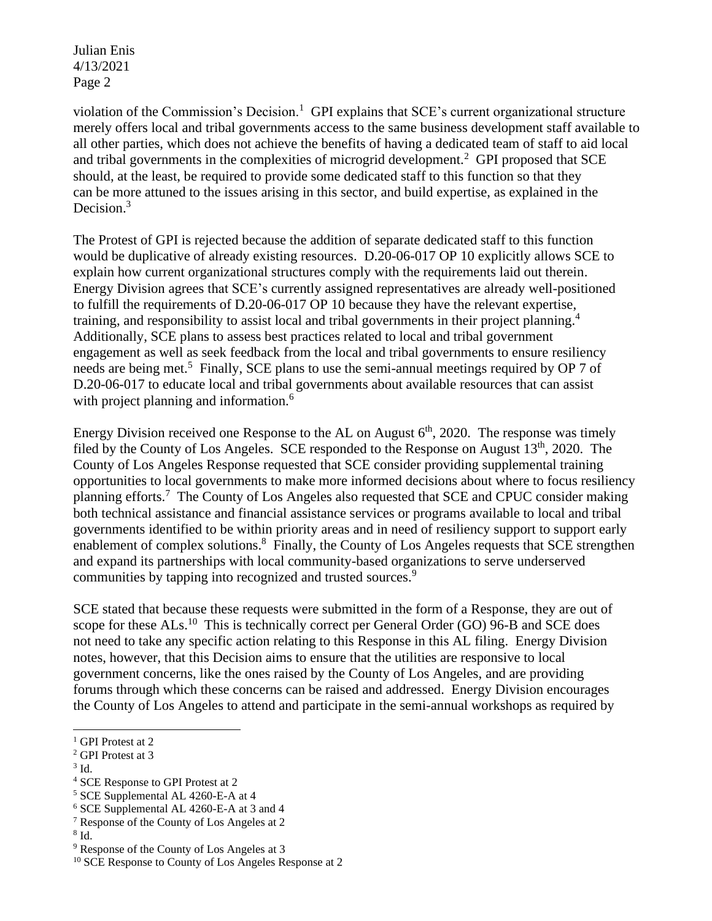violation of the Commission's Decision.[1] GPI explains that SCE's current organizational structure merely offers local and tribal governments access to the same business development staff available to all other parties, which does not achieve the benefits of having a dedicated team of staff to aid local and tribal governments in the complexities of microgrid development.[2] GPI proposed that SCE should, at the least, be required to provide some dedicated staff to this function so that they can be more attuned to the issues arising in this sector, and build expertise, as explained in the Decision.[3]

The Protest of GPI is rejected because the addition of separate dedicated staff to this function would be duplicative of already existing resources. D.20-06-017 OP 10 explicitly allows SCE to explain how current organizational structures comply with the requirements laid out therein. Energy Division agrees that SCE's currently assigned representatives are already well-positioned to fulfill the requirements of D.20-06-017 OP 10 because they have the relevant expertise, training, and responsibility to assist local and tribal governments in their project planning.[4] Additionally, SCE plans to assess best practices related to local and tribal government engagement as well as seek feedback from the local and tribal governments to ensure resiliency needs are being met.[5] Finally, SCE plans to use the semi-annual meetings required by OP 7 of D.20-06-017 to educate local and tribal governments about available resources that can assist with project planning and information.[6]

Energy Division received one Response to the AL on August 6th, 2020. The response was timely filed by the County of Los Angeles. SCE responded to the Response on August 13th, 2020. The County of Los Angeles Response requested that SCE consider providing supplemental training opportunities to local governments to make more informed decisions about where to focus resiliency planning efforts.[7] The County of Los Angeles also requested that SCE and CPUC consider making both technical assistance and financial assistance services or programs available to local and tribal governments identified to be within priority areas and in need of resiliency support to support early enablement of complex solutions.[8] Finally, the County of Los Angeles requests that SCE strengthen and expand its partnerships with local community-based organizations to serve underserved communities by tapping into recognized and trusted sources.[9]

SCE stated that because these requests were submitted in the form of a Response, they are out of scope for these ALs.[10] This is technically correct per General Order (GO) 96-B and SCE does not need to take any specific action relating to this Response in this AL filing. Energy Division notes, however, that this Decision aims to ensure that the utilities are responsive to local government concerns, like the ones raised by the County of Los Angeles, and are providing forums through which these concerns can be raised and addressed. Energy Division encourages the County of Los Angeles to attend and participate in the semi-annual workshops as required by

---

[1] GPI Protest at 2

[2] GPI Protest at 3

[3] Id.

[4] SCE Response to GPI Protest at 2

[5] SCE Supplemental AL 4260-E-A at 4

[6] SCE Supplemental AL 4260-E-A at 3 and 4

[7] Response of the County of Los Angeles at 2

[8] Id.

[9] Response of the County of Los Angeles at 3

[10] SCE Response to County of Los Angeles Response at 2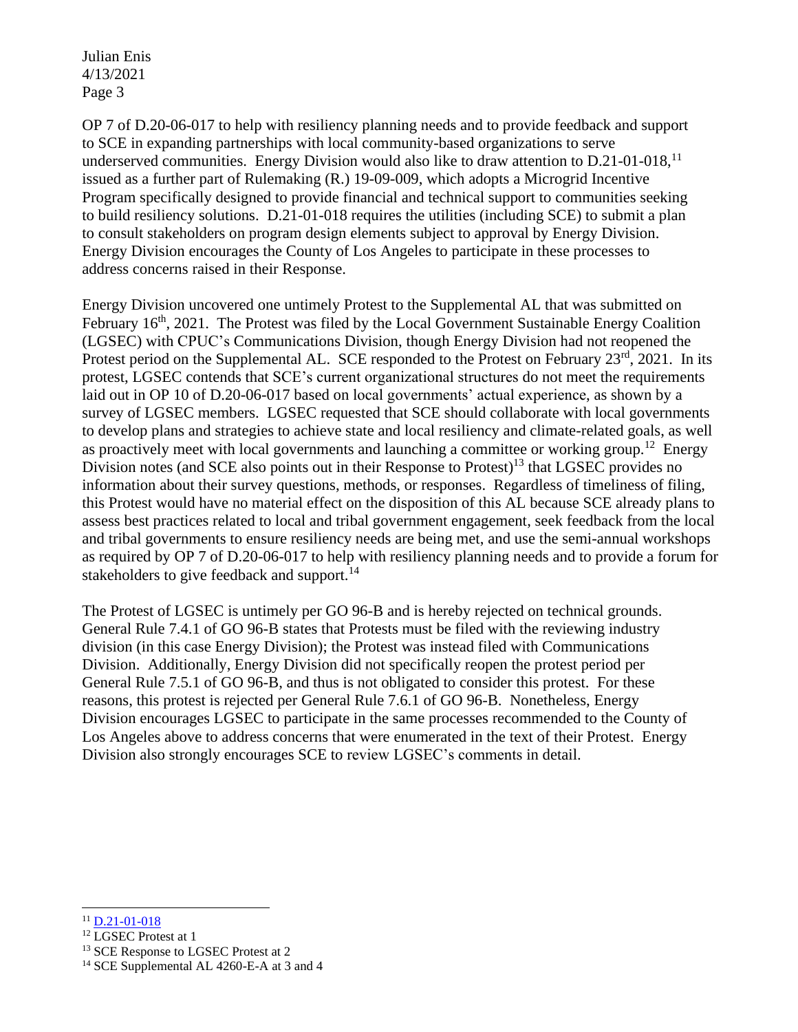OP 7 of D.20-06-017 to help with resiliency planning needs and to provide feedback and support to SCE in expanding partnerships with local community-based organizations to serve underserved communities. Energy Division would also like to draw attention to D.21-01-018,[11] issued as a further part of Rulemaking (R.) 19-09-009, which adopts a Microgrid Incentive Program specifically designed to provide financial and technical support to communities seeking to build resiliency solutions. D.21-01-018 requires the utilities (including SCE) to submit a plan to consult stakeholders on program design elements subject to approval by Energy Division. Energy Division encourages the County of Los Angeles to participate in these processes to address concerns raised in their Response.

Energy Division uncovered one untimely Protest to the Supplemental AL that was submitted on February 16th, 2021. The Protest was filed by the Local Government Sustainable Energy Coalition (LGSEC) with CPUC's Communications Division, though Energy Division had not reopened the Protest period on the Supplemental AL. SCE responded to the Protest on February 23rd, 2021. In its protest, LGSEC contends that SCE's current organizational structures do not meet the requirements laid out in OP 10 of D.20-06-017 based on local governments' actual experience, as shown by a survey of LGSEC members. LGSEC requested that SCE should collaborate with local governments to develop plans and strategies to achieve state and local resiliency and climate-related goals, as well as proactively meet with local governments and launching a committee or working group.[12] Energy Division notes (and SCE also points out in their Response to Protest)[13] that LGSEC provides no information about their survey questions, methods, or responses. Regardless of timeliness of filing, this Protest would have no material effect on the disposition of this AL because SCE already plans to assess best practices related to local and tribal government engagement, seek feedback from the local and tribal governments to ensure resiliency needs are being met, and use the semi-annual workshops as required by OP 7 of D.20-06-017 to help with resiliency planning needs and to provide a forum for stakeholders to give feedback and support.[14]

The Protest of LGSEC is untimely per GO 96-B and is hereby rejected on technical grounds. General Rule 7.4.1 of GO 96-B states that Protests must be filed with the reviewing industry division (in this case Energy Division); the Protest was instead filed with Communications Division. Additionally, Energy Division did not specifically reopen the protest period per General Rule 7.5.1 of GO 96-B, and thus is not obligated to consider this protest. For these reasons, this protest is rejected per General Rule 7.6.1 of GO 96-B. Nonetheless, Energy Division encourages LGSEC to participate in the same processes recommended to the County of Los Angeles above to address concerns that were enumerated in the text of their Protest. Energy Division also strongly encourages SCE to review LGSEC's comments in detail.

---

[11] D.21-01-018

[12] LGSEC Protest at 1

[13] SCE Response to LGSEC Protest at 2

[14] SCE Supplemental AL 4260-E-A at 3 and 4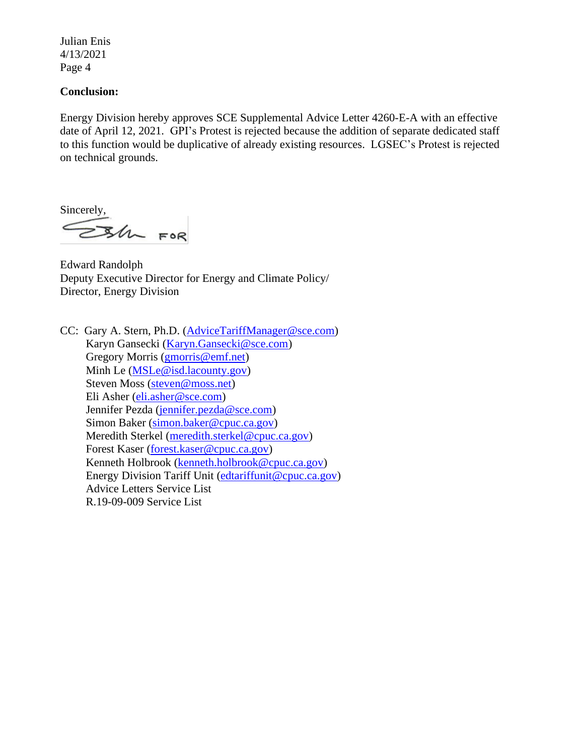**Conclusion:**

Energy Division hereby approves SCE Supplemental Advice Letter 4260-E-A with an effective date of April 12, 2021. GPI's Protest is rejected because the addition of separate dedicated staff to this function would be duplicative of already existing resources. LGSEC's Protest is rejected on technical grounds.

Sincerely,

FOR

Edward Randolph
Deputy Executive Director for Energy and Climate Policy/
Director, Energy Division

CC: Gary A. Stern, Ph.D. (AdviceTariffManager@sce.com)
Karyn Gansecki (Karyn.Gansecki@sce.com)
Gregory Morris (gmorris@emf.net)
Minh Le (MSLe@isd.lacounty.gov)
Steven Moss (steven@moss.net)
Eli Asher (eli.asher@sce.com)
Jennifer Pezda (jennifer.pezda@sce.com)
Simon Baker (simon.baker@cpuc.ca.gov)
Meredith Sterkel (meredith.sterkel@cpuc.ca.gov)
Forest Kaser (forest.kaser@cpuc.ca.gov)
Kenneth Holbrook (kenneth.holbrook@cpuc.ca.gov)
Energy Division Tariff Unit (edtariffunit@cpuc.ca.gov)
Advice Letters Service List
R.19-09-009 Service List